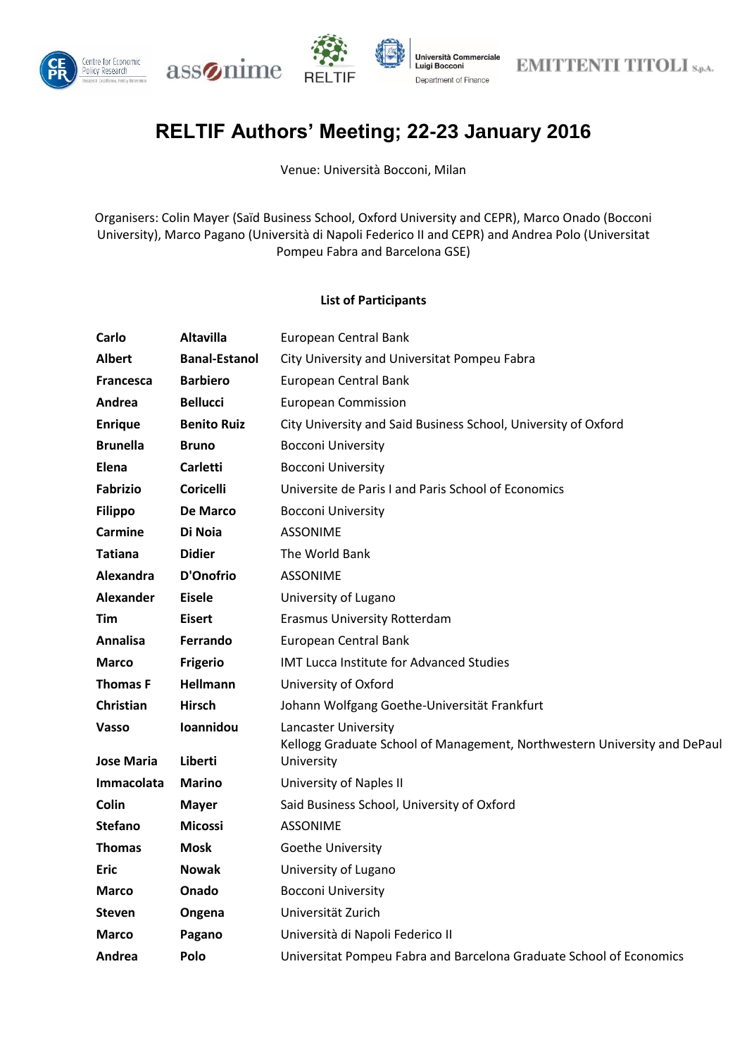# RELTIF Authors' Meeting; 22-23 January 2016

Venue: Università Bocconi, Milan

Organisers: Colin Mayer (Saïd Business School, Oxford University and CEPR), Marco Onado (Bocconi University), Marco Pagano (Università di Napoli Federico II and CEPR) and Andrea Polo (Universitat Pompeu Fabra and Barcelona GSE)

**List of Participants**

| | | |
|---|---|---|
| **Carlo** | **Altavilla** | European Central Bank |
| **Albert** | **Banal-Estanol** | City University and Universitat Pompeu Fabra |
| **Francesca** | **Barbiero** | European Central Bank |
| **Andrea** | **Bellucci** | European Commission |
| **Enrique** | **Benito Ruiz** | City University and Said Business School, University of Oxford |
| **Brunella** | **Bruno** | Bocconi University |
| **Elena** | **Carletti** | Bocconi University |
| **Fabrizio** | **Coricelli** | Universite de Paris I and Paris School of Economics |
| **Filippo** | **De Marco** | Bocconi University |
| **Carmine** | **Di Noia** | ASSONIME |
| **Tatiana** | **Didier** | The World Bank |
| **Alexandra** | **D'Onofrio** | ASSONIME |
| **Alexander** | **Eisele** | University of Lugano |
| **Tim** | **Eisert** | Erasmus University Rotterdam |
| **Annalisa** | **Ferrando** | European Central Bank |
| **Marco** | **Frigerio** | IMT Lucca Institute for Advanced Studies |
| **Thomas F** | **Hellmann** | University of Oxford |
| **Christian** | **Hirsch** | Johann Wolfgang Goethe-Universität Frankfurt |
| **Vasso** | **Ioannidou** | Lancaster University |
| **Jose Maria** | **Liberti** | Kellogg Graduate School of Management, Northwestern University and DePaul University |
| **Immacolata** | **Marino** | University of Naples II |
| **Colin** | **Mayer** | Said Business School, University of Oxford |
| **Stefano** | **Micossi** | ASSONIME |
| **Thomas** | **Mosk** | Goethe University |
| **Eric** | **Nowak** | University of Lugano |
| **Marco** | **Onado** | Bocconi University |
| **Steven** | **Ongena** | Universität Zurich |
| **Marco** | **Pagano** | Università di Napoli Federico II |
| **Andrea** | **Polo** | Universitat Pompeu Fabra and Barcelona Graduate School of Economics |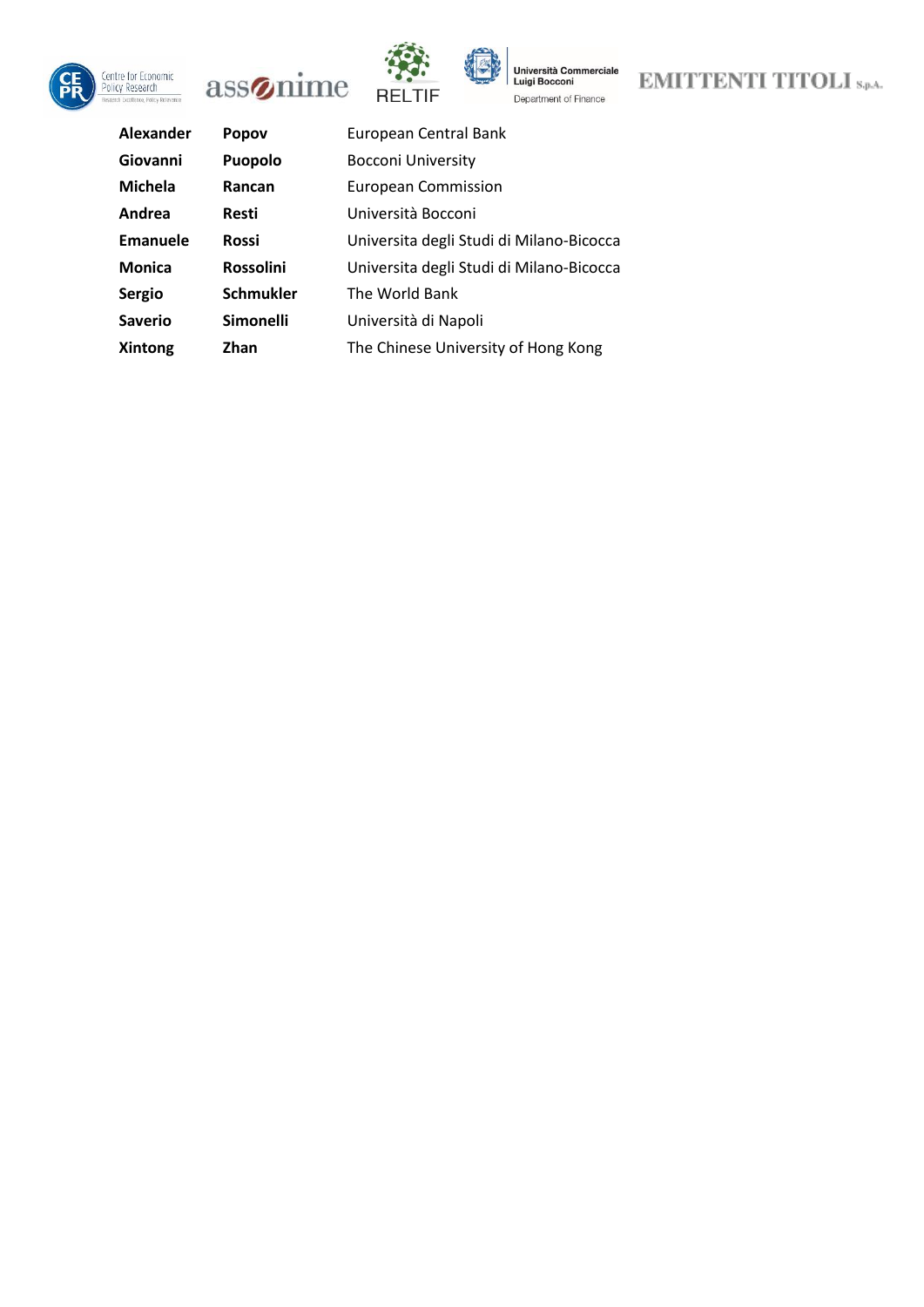| | | |
|---|---|---|
| **Alexander** | **Popov** | European Central Bank |
| **Giovanni** | **Puopolo** | Bocconi University |
| **Michela** | **Rancan** | European Commission |
| **Andrea** | **Resti** | Università Bocconi |
| **Emanuele** | **Rossi** | Universita degli Studi di Milano-Bicocca |
| **Monica** | **Rossolini** | Universita degli Studi di Milano-Bicocca |
| **Sergio** | **Schmukler** | The World Bank |
| **Saverio** | **Simonelli** | Università di Napoli |
| **Xintong** | **Zhan** | The Chinese University of Hong Kong |